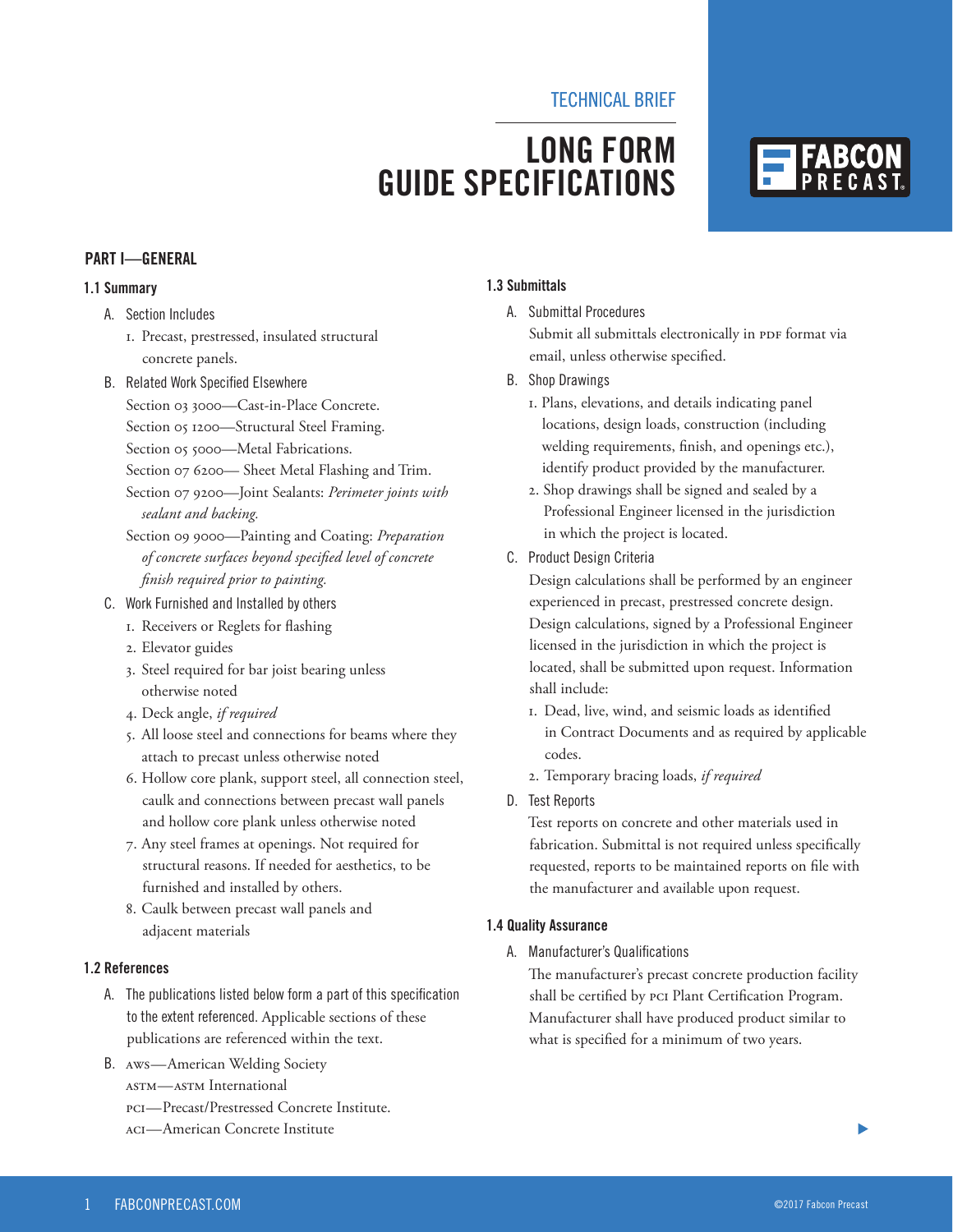TECHNICAL BRIEF

# LONG FORM GUIDE SPECIFICATIONS

## PART I—GENERAL

### 1.1 Summary

A. Section Includes

1. Precast, prestressed, insulated structural concrete panels.

B. Related Work Specified Elsewhere

Section 03 3000—Cast-in-Place Concrete.

Section 05 1200—Structural Steel Framing.

Section 05 5000—Metal Fabrications.

Section 07 6200— Sheet Metal Flashing and Trim.

Section 07 9200—Joint Sealants: *Perimeter joints with sealant and backing.*

Section 09 9000—Painting and Coating: *Preparation of concrete surfaces beyond specified level of concrete finish required prior to painting.*

C. Work Furnished and Installed by others

1. Receivers or Reglets for flashing
2. Elevator guides
3. Steel required for bar joist bearing unless otherwise noted
4. Deck angle, *if required*
5. All loose steel and connections for beams where they attach to precast unless otherwise noted
6. Hollow core plank, support steel, all connection steel, caulk and connections between precast wall panels and hollow core plank unless otherwise noted
7. Any steel frames at openings. Not required for structural reasons. If needed for aesthetics, to be furnished and installed by others.
8. Caulk between precast wall panels and adjacent materials

### 1.2 References

A. The publications listed below form a part of this specification to the extent referenced. Applicable sections of these publications are referenced within the text.

B. AWS—American Welding Society

ASTM—ASTM International

PCI—Precast/Prestressed Concrete Institute.

ACI—American Concrete Institute

### 1.3 Submittals

A. Submittal Procedures

Submit all submittals electronically in PDF format via email, unless otherwise specified.

B. Shop Drawings

1. Plans, elevations, and details indicating panel locations, design loads, construction (including welding requirements, finish, and openings etc.), identify product provided by the manufacturer.
2. Shop drawings shall be signed and sealed by a Professional Engineer licensed in the jurisdiction in which the project is located.

C. Product Design Criteria

Design calculations shall be performed by an engineer experienced in precast, prestressed concrete design. Design calculations, signed by a Professional Engineer licensed in the jurisdiction in which the project is located, shall be submitted upon request. Information shall include:

1. Dead, live, wind, and seismic loads as identified in Contract Documents and as required by applicable codes.
2. Temporary bracing loads, *if required*

D. Test Reports

Test reports on concrete and other materials used in fabrication. Submittal is not required unless specifically requested, reports to be maintained reports on file with the manufacturer and available upon request.

### 1.4 Quality Assurance

A. Manufacturer's Qualifications

The manufacturer's precast concrete production facility shall be certified by PCI Plant Certification Program. Manufacturer shall have produced product similar to what is specified for a minimum of two years.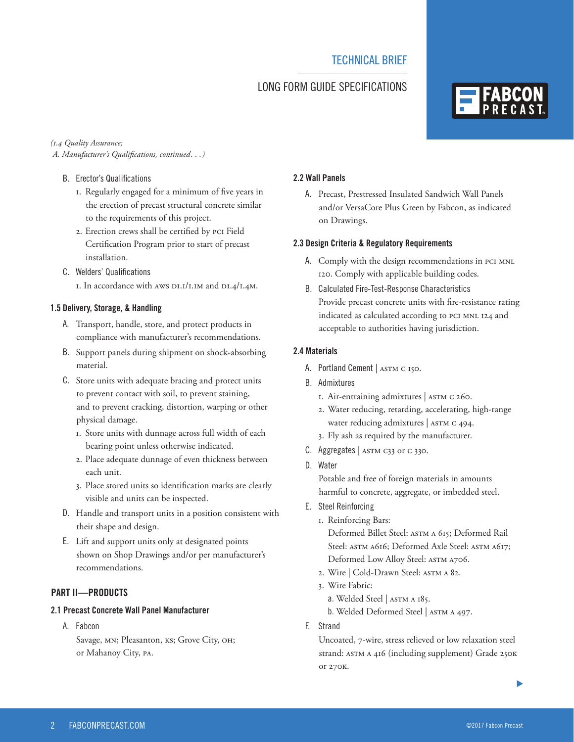*(1.4 Quality Assurance;*
*A. Manufacturer's Qualifications, continued. . .)*

B. Erector's Qualifications
   1. Regularly engaged for a minimum of five years in the erection of precast structural concrete similar to the requirements of this project.
   2. Erection crews shall be certified by PCI Field Certification Program prior to start of precast installation.

C. Welders' Qualifications
   1. In accordance with AWS D1.1/1.1M and D1.4/1.4M.

### 1.5 Delivery, Storage, & Handling

A. Transport, handle, store, and protect products in compliance with manufacturer's recommendations.

B. Support panels during shipment on shock-absorbing material.

C. Store units with adequate bracing and protect units to prevent contact with soil, to prevent staining, and to prevent cracking, distortion, warping or other physical damage.
   1. Store units with dunnage across full width of each bearing point unless otherwise indicated.
   2. Place adequate dunnage of even thickness between each unit.
   3. Place stored units so identification marks are clearly visible and units can be inspected.

D. Handle and transport units in a position consistent with their shape and design.

E. Lift and support units only at designated points shown on Shop Drawings and/or per manufacturer's recommendations.

## PART II—PRODUCTS

### 2.1 Precast Concrete Wall Panel Manufacturer

A. Fabcon
   Savage, MN; Pleasanton, KS; Grove City, OH; or Mahanoy City, PA.

### 2.2 Wall Panels

A. Precast, Prestressed Insulated Sandwich Wall Panels and/or VersaCore Plus Green by Fabcon, as indicated on Drawings.

### 2.3 Design Criteria & Regulatory Requirements

A. Comply with the design recommendations in PCI MNL 120. Comply with applicable building codes.

B. Calculated Fire-Test-Response Characteristics
   Provide precast concrete units with fire-resistance rating indicated as calculated according to PCI MNL 124 and acceptable to authorities having jurisdiction.

### 2.4 Materials

A. Portland Cement | ASTM C 150.

B. Admixtures
   1. Air-entraining admixtures | ASTM C 260.
   2. Water reducing, retarding, accelerating, high-range water reducing admixtures | ASTM C 494.
   3. Fly ash as required by the manufacturer.

C. Aggregates | ASTM C33 or C 330.

D. Water
   Potable and free of foreign materials in amounts harmful to concrete, aggregate, or imbedded steel.

E. Steel Reinforcing
   1. Reinforcing Bars:
      Deformed Billet Steel: ASTM A 615; Deformed Rail Steel: ASTM A616; Deformed Axle Steel: ASTM A617; Deformed Low Alloy Steel: ASTM A706.
   2. Wire | Cold-Drawn Steel: ASTM A 82.
   3. Wire Fabric:
      a. Welded Steel | ASTM A 185.
      b. Welded Deformed Steel | ASTM A 497.

F. Strand
   Uncoated, 7-wire, stress relieved or low relaxation steel strand: ASTM A 416 (including supplement) Grade 250K or 270K.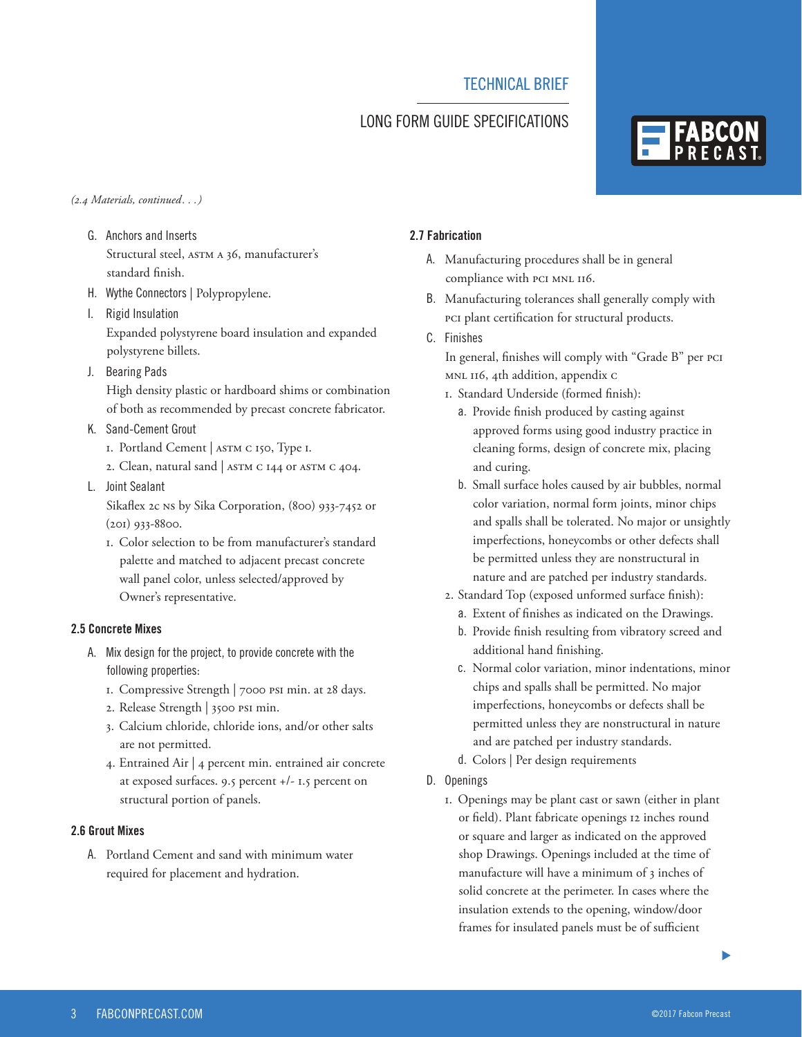*(2.4 Materials, continued . . .)*

G. Anchors and Inserts
Structural steel, ASTM A 36, manufacturer's standard finish.

H. Wythe Connectors | Polypropylene.

I. Rigid Insulation
Expanded polystyrene board insulation and expanded polystyrene billets.

J. Bearing Pads
High density plastic or hardboard shims or combination of both as recommended by precast concrete fabricator.

K. Sand-Cement Grout
1. Portland Cement | ASTM C 150, Type I.
2. Clean, natural sand | ASTM C 144 or ASTM C 404.

L. Joint Sealant
Sikaflex 2c NS by Sika Corporation, (800) 933-7452 or (201) 933-8800.
1. Color selection to be from manufacturer's standard palette and matched to adjacent precast concrete wall panel color, unless selected/approved by Owner's representative.

### 2.5 Concrete Mixes

A. Mix design for the project, to provide concrete with the following properties:
1. Compressive Strength | 7000 PSI min. at 28 days.
2. Release Strength | 3500 PSI min.
3. Calcium chloride, chloride ions, and/or other salts are not permitted.
4. Entrained Air | 4 percent min. entrained air concrete at exposed surfaces. 9.5 percent +/- 1.5 percent on structural portion of panels.

### 2.6 Grout Mixes

A. Portland Cement and sand with minimum water required for placement and hydration.

### 2.7 Fabrication

A. Manufacturing procedures shall be in general compliance with PCI MNL 116.

B. Manufacturing tolerances shall generally comply with PCI plant certification for structural products.

C. Finishes
In general, finishes will comply with "Grade B" per PCI MNL 116, 4th addition, appendix C
1. Standard Underside (formed finish):
   a. Provide finish produced by casting against approved forms using good industry practice in cleaning forms, design of concrete mix, placing and curing.
   b. Small surface holes caused by air bubbles, normal color variation, normal form joints, minor chips and spalls shall be tolerated. No major or unsightly imperfections, honeycombs or other defects shall be permitted unless they are nonstructural in nature and are patched per industry standards.
2. Standard Top (exposed unformed surface finish):
   a. Extent of finishes as indicated on the Drawings.
   b. Provide finish resulting from vibratory screed and additional hand finishing.
   c. Normal color variation, minor indentations, minor chips and spalls shall be permitted. No major imperfections, honeycombs or defects shall be permitted unless they are nonstructural in nature and are patched per industry standards.
   d. Colors | Per design requirements

D. Openings
1. Openings may be plant cast or sawn (either in plant or field). Plant fabricate openings 12 inches round or square and larger as indicated on the approved shop Drawings. Openings included at the time of manufacture will have a minimum of 3 inches of solid concrete at the perimeter. In cases where the insulation extends to the opening, window/door frames for insulated panels must be of sufficient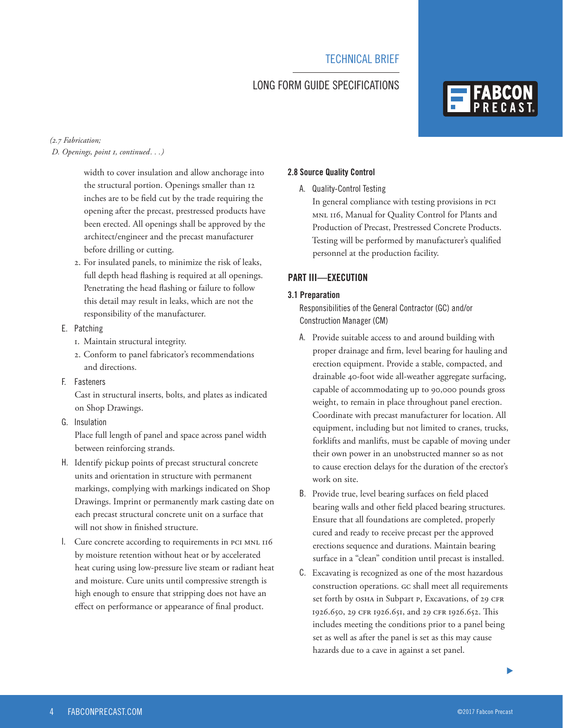*(2.7 Fabrication;*
*D. Openings, point 1, continued. . .)*

width to cover insulation and allow anchorage into the structural portion. Openings smaller than 12 inches are to be field cut by the trade requiring the opening after the precast, prestressed products have been erected. All openings shall be approved by the architect/engineer and the precast manufacturer before drilling or cutting.

2. For insulated panels, to minimize the risk of leaks, full depth head flashing is required at all openings. Penetrating the head flashing or failure to follow this detail may result in leaks, which are not the responsibility of the manufacturer.

E. Patching

1. Maintain structural integrity.
2. Conform to panel fabricator's recommendations and directions.

F. Fasteners

Cast in structural inserts, bolts, and plates as indicated on Shop Drawings.

G. Insulation

Place full length of panel and space across panel width between reinforcing strands.

H. Identify pickup points of precast structural concrete units and orientation in structure with permanent markings, complying with markings indicated on Shop Drawings. Imprint or permanently mark casting date on each precast structural concrete unit on a surface that will not show in finished structure.

I. Cure concrete according to requirements in PCI MNL 116 by moisture retention without heat or by accelerated heat curing using low-pressure live steam or radiant heat and moisture. Cure units until compressive strength is high enough to ensure that stripping does not have an effect on performance or appearance of final product.

### 2.8 Source Quality Control

A. Quality-Control Testing

In general compliance with testing provisions in PCI MNL 116, Manual for Quality Control for Plants and Production of Precast, Prestressed Concrete Products. Testing will be performed by manufacturer's qualified personnel at the production facility.

## PART III—EXECUTION

### 3.1 Preparation

Responsibilities of the General Contractor (GC) and/or Construction Manager (CM)

A. Provide suitable access to and around building with proper drainage and firm, level bearing for hauling and erection equipment. Provide a stable, compacted, and drainable 40-foot wide all-weather aggregate surfacing, capable of accommodating up to 90,000 pounds gross weight, to remain in place throughout panel erection. Coordinate with precast manufacturer for location. All equipment, including but not limited to cranes, trucks, forklifts and manlifts, must be capable of moving under their own power in an unobstructed manner so as not to cause erection delays for the duration of the erector's work on site.

B. Provide true, level bearing surfaces on field placed bearing walls and other field placed bearing structures. Ensure that all foundations are completed, properly cured and ready to receive precast per the approved erections sequence and durations. Maintain bearing surface in a "clean" condition until precast is installed.

C. Excavating is recognized as one of the most hazardous construction operations. GC shall meet all requirements set forth by OSHA in Subpart P, Excavations, of 29 CFR 1926.650, 29 CFR 1926.651, and 29 CFR 1926.652. This includes meeting the conditions prior to a panel being set as well as after the panel is set as this may cause hazards due to a cave in against a set panel.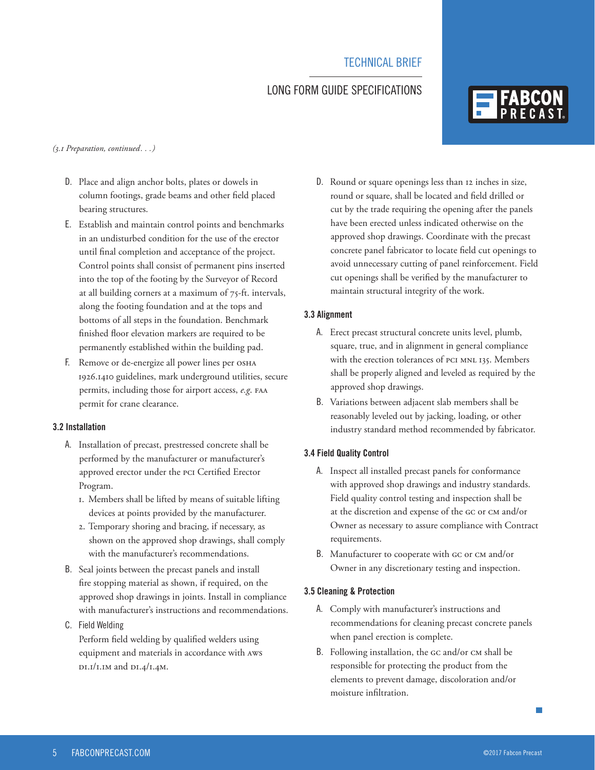*(3.1 Preparation, continued. . .)*

D. Place and align anchor bolts, plates or dowels in column footings, grade beams and other field placed bearing structures.

E. Establish and maintain control points and benchmarks in an undisturbed condition for the use of the erector until final completion and acceptance of the project. Control points shall consist of permanent pins inserted into the top of the footing by the Surveyor of Record at all building corners at a maximum of 75-ft. intervals, along the footing foundation and at the tops and bottoms of all steps in the foundation. Benchmark finished floor elevation markers are required to be permanently established within the building pad.

F. Remove or de-energize all power lines per OSHA 1926.1410 guidelines, mark underground utilities, secure permits, including those for airport access, *e.g.* FAA permit for crane clearance.

### 3.2 Installation

A. Installation of precast, prestressed concrete shall be performed by the manufacturer or manufacturer's approved erector under the PCI Certified Erector Program.

1. Members shall be lifted by means of suitable lifting devices at points provided by the manufacturer.
2. Temporary shoring and bracing, if necessary, as shown on the approved shop drawings, shall comply with the manufacturer's recommendations.

B. Seal joints between the precast panels and install fire stopping material as shown, if required, on the approved shop drawings in joints. Install in compliance with manufacturer's instructions and recommendations.

C. Field Welding

Perform field welding by qualified welders using equipment and materials in accordance with AWS D1.1/1.1M and D1.4/1.4M.

D. Round or square openings less than 12 inches in size, round or square, shall be located and field drilled or cut by the trade requiring the opening after the panels have been erected unless indicated otherwise on the approved shop drawings. Coordinate with the precast concrete panel fabricator to locate field cut openings to avoid unnecessary cutting of panel reinforcement. Field cut openings shall be verified by the manufacturer to maintain structural integrity of the work.

### 3.3 Alignment

A. Erect precast structural concrete units level, plumb, square, true, and in alignment in general compliance with the erection tolerances of PCI MNL 135. Members shall be properly aligned and leveled as required by the approved shop drawings.

B. Variations between adjacent slab members shall be reasonably leveled out by jacking, loading, or other industry standard method recommended by fabricator.

### 3.4 Field Quality Control

A. Inspect all installed precast panels for conformance with approved shop drawings and industry standards. Field quality control testing and inspection shall be at the discretion and expense of the GC or CM and/or Owner as necessary to assure compliance with Contract requirements.

B. Manufacturer to cooperate with GC or CM and/or Owner in any discretionary testing and inspection.

### 3.5 Cleaning & Protection

A. Comply with manufacturer's instructions and recommendations for cleaning precast concrete panels when panel erection is complete.

B. Following installation, the GC and/or CM shall be responsible for protecting the product from the elements to prevent damage, discoloration and/or moisture infiltration.